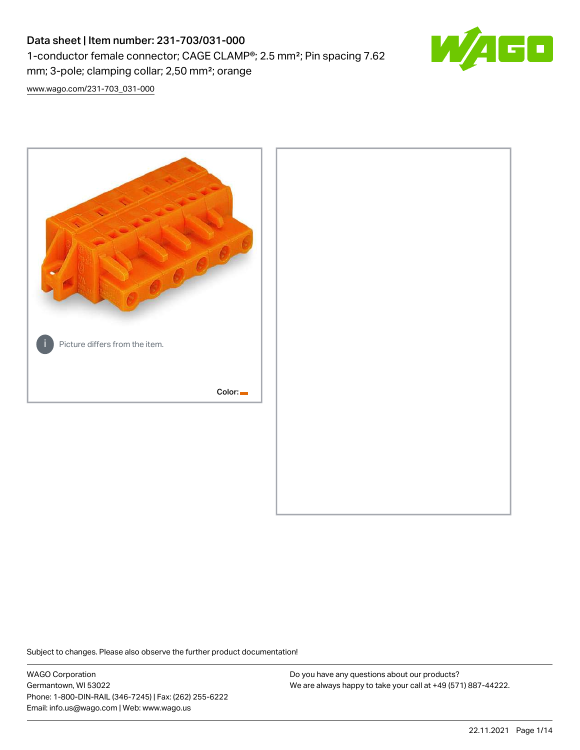# Data sheet | Item number: 231-703/031-000

1-conductor female connector; CAGE CLAMP®; 2.5 mm²; Pin spacing 7.62 mm; 3-pole; clamping collar; 2,50 mm²; orange

www.wago.com/231-703_031-000

Picture differs from the item.

Color:

Subject to changes. Please also observe the further product documentation!

WAGO Corporation
Germantown, WI 53022
Phone: 1-800-DIN-RAIL (346-7245) | Fax: (262) 255-6222
Email: info.us@wago.com | Web: www.wago.us

Do you have any questions about our products?
We are always happy to take your call at +49 (571) 887-44222.

22.11.2021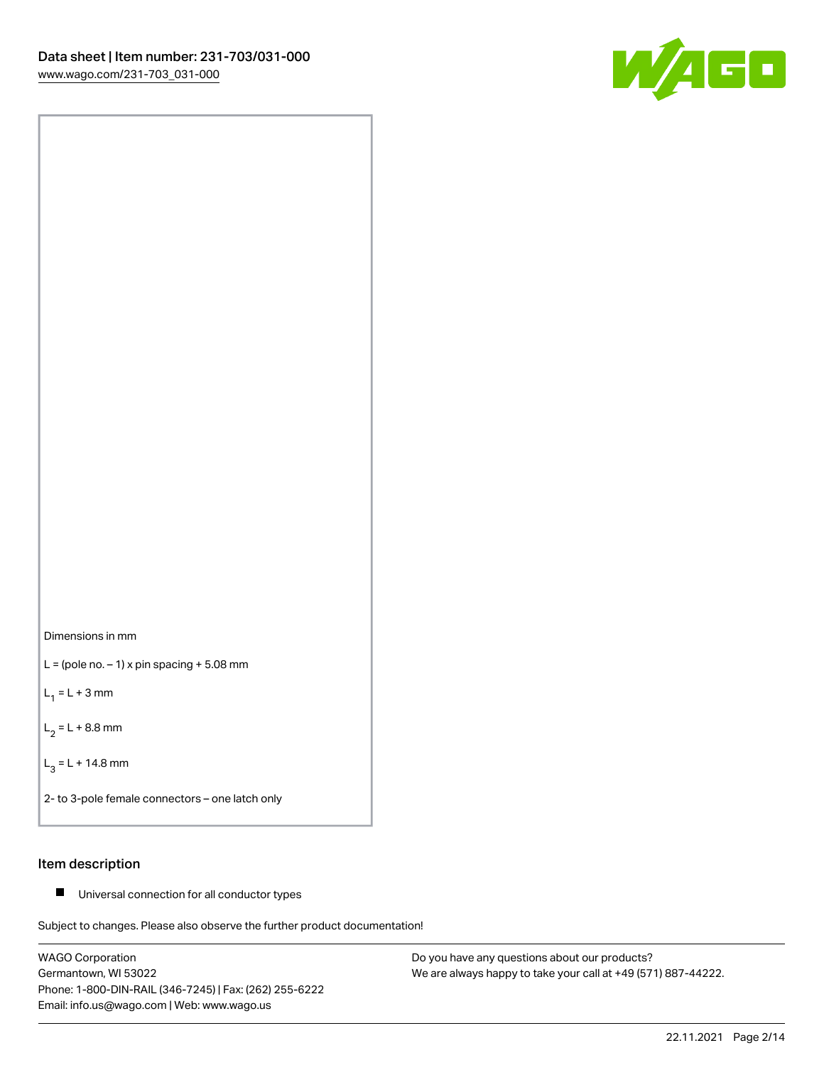Dimensions in mm

L = (pole no. – 1) x pin spacing + 5.08 mm

$L_1$ = L + 3 mm

$L_2$ = L + 8.8 mm

$L_3$ = L + 14.8 mm

2- to 3-pole female connectors – one latch only

## Item description

- Universal connection for all conductor types

Subject to changes. Please also observe the further product documentation!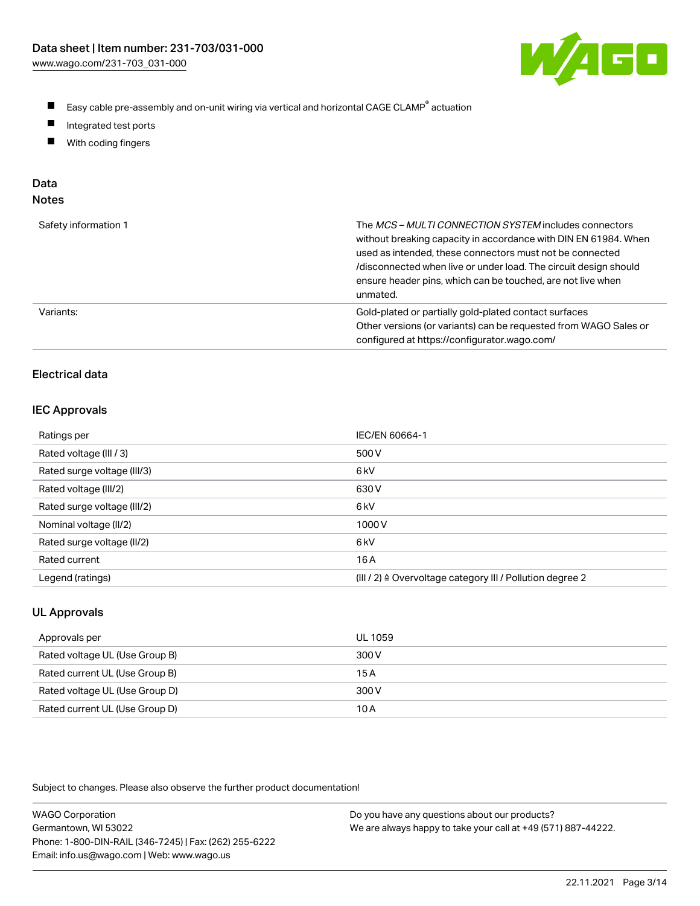- Easy cable pre-assembly and on-unit wiring via vertical and horizontal CAGE CLAMP® actuation
- Integrated test ports
- With coding fingers

## Data

### Notes

| | |
|---|---|
| Safety information 1 | The *MCS – MULTI CONNECTION SYSTEM* includes connectors without breaking capacity in accordance with DIN EN 61984. When used as intended, these connectors must not be connected /disconnected when live or under load. The circuit design should ensure header pins, which can be touched, are not live when unmated. |
| Variants: | Gold-plated or partially gold-plated contact surfaces<br>Other versions (or variants) can be requested from WAGO Sales or configured at https://configurator.wago.com/ |

### Electrical data

#### IEC Approvals

| | |
|---|---|
| Ratings per | IEC/EN 60664-1 |
| Rated voltage (III / 3) | 500 V |
| Rated surge voltage (III/3) | 6 kV |
| Rated voltage (III/2) | 630 V |
| Rated surge voltage (III/2) | 6 kV |
| Nominal voltage (II/2) | 1000 V |
| Rated surge voltage (II/2) | 6 kV |
| Rated current | 16 A |
| Legend (ratings) | (III / 2) ≙ Overvoltage category III / Pollution degree 2 |

#### UL Approvals

| | |
|---|---|
| Approvals per | UL 1059 |
| Rated voltage UL (Use Group B) | 300 V |
| Rated current UL (Use Group B) | 15 A |
| Rated voltage UL (Use Group D) | 300 V |
| Rated current UL (Use Group D) | 10 A |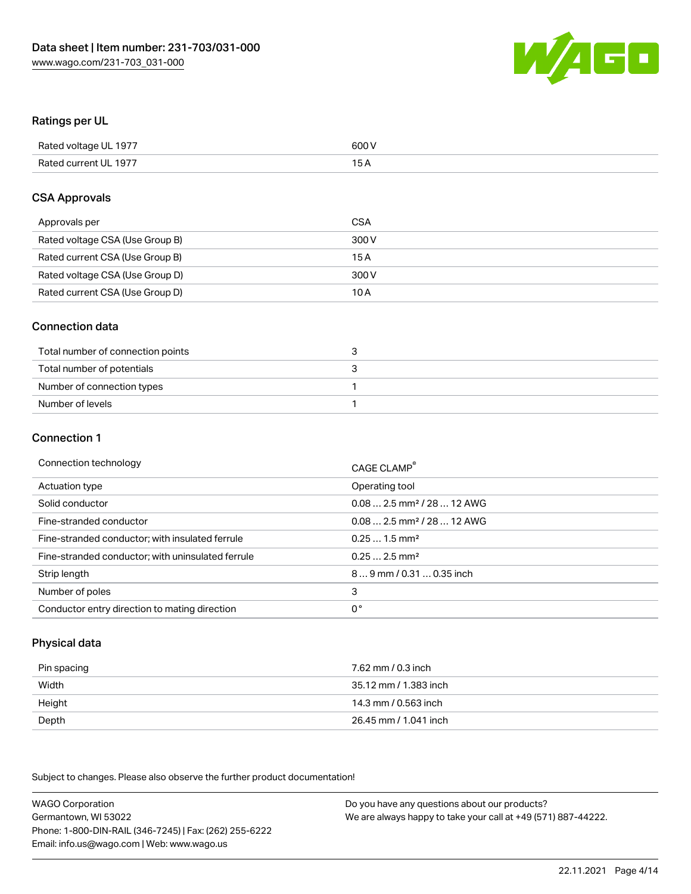## Ratings per UL

| | |
|---|---|
| Rated voltage UL 1977 | 600 V |
| Rated current UL 1977 | 15 A |

## CSA Approvals

| | |
|---|---|
| Approvals per | CSA |
| Rated voltage CSA (Use Group B) | 300 V |
| Rated current CSA (Use Group B) | 15 A |
| Rated voltage CSA (Use Group D) | 300 V |
| Rated current CSA (Use Group D) | 10 A |

## Connection data

| | |
|---|---|
| Total number of connection points | 3 |
| Total number of potentials | 3 |
| Number of connection types | 1 |
| Number of levels | 1 |

## Connection 1

| | |
|---|---|
| Connection technology | CAGE CLAMP® |
| Actuation type | Operating tool |
| Solid conductor | 0.08 … 2.5 mm² / 28 … 12 AWG |
| Fine-stranded conductor | 0.08 … 2.5 mm² / 28 … 12 AWG |
| Fine-stranded conductor; with insulated ferrule | 0.25 … 1.5 mm² |
| Fine-stranded conductor; with uninsulated ferrule | 0.25 … 2.5 mm² |
| Strip length | 8 … 9 mm / 0.31 … 0.35 inch |
| Number of poles | 3 |
| Conductor entry direction to mating direction | 0 ° |

## Physical data

| | |
|---|---|
| Pin spacing | 7.62 mm / 0.3 inch |
| Width | 35.12 mm / 1.383 inch |
| Height | 14.3 mm / 0.563 inch |
| Depth | 26.45 mm / 1.041 inch |

Subject to changes. Please also observe the further product documentation!

WAGO Corporation
Germantown, WI 53022
Phone: 1-800-DIN-RAIL (346-7245) | Fax: (262) 255-6222
Email: info.us@wago.com | Web: www.wago.us

Do you have any questions about our products?
We are always happy to take your call at +49 (571) 887-44222.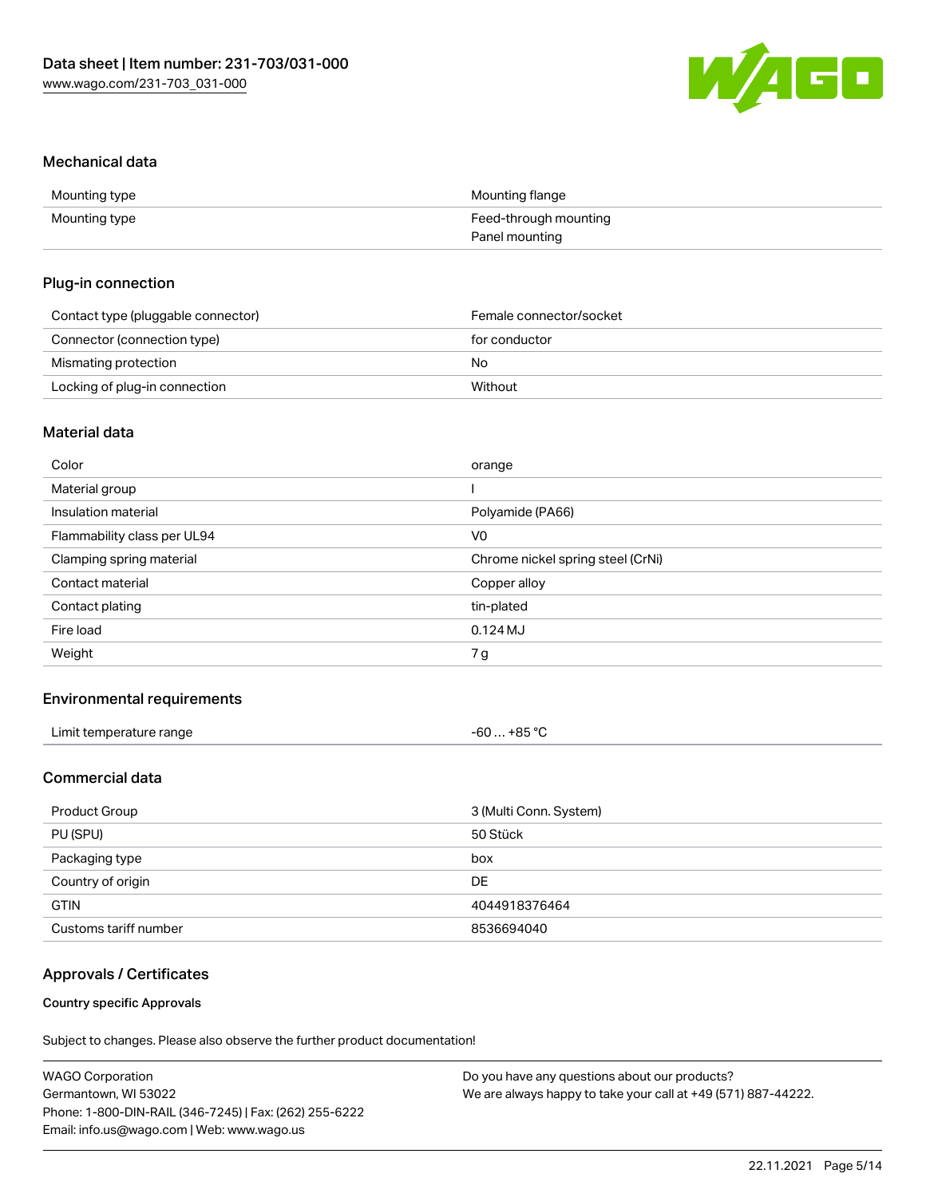## Mechanical data

| Mounting type | Mounting flange |
| --- | --- |
| Mounting type | Feed-through mounting<br>Panel mounting |

## Plug-in connection

| Contact type (pluggable connector) | Female connector/socket |
| --- | --- |
| Connector (connection type) | for conductor |
| Mismating protection | No |
| Locking of plug-in connection | Without |

## Material data

| Color | orange |
| --- | --- |
| Material group | I |
| Insulation material | Polyamide (PA66) |
| Flammability class per UL94 | V0 |
| Clamping spring material | Chrome nickel spring steel (CrNi) |
| Contact material | Copper alloy |
| Contact plating | tin-plated |
| Fire load | 0.124 MJ |
| Weight | 7 g |

## Environmental requirements

| Limit temperature range | -60 … +85 °C |
| --- | --- |

## Commercial data

| Product Group | 3 (Multi Conn. System) |
| --- | --- |
| PU (SPU) | 50 Stück |
| Packaging type | box |
| Country of origin | DE |
| GTIN | 4044918376464 |
| Customs tariff number | 8536694040 |

## Approvals / Certificates

### Country specific Approvals

Subject to changes. Please also observe the further product documentation!

WAGO Corporation
Germantown, WI 53022
Phone: 1-800-DIN-RAIL (346-7245) | Fax: (262) 255-6222
Email: info.us@wago.com | Web: www.wago.us

Do you have any questions about our products?
We are always happy to take your call at +49 (571) 887-44222.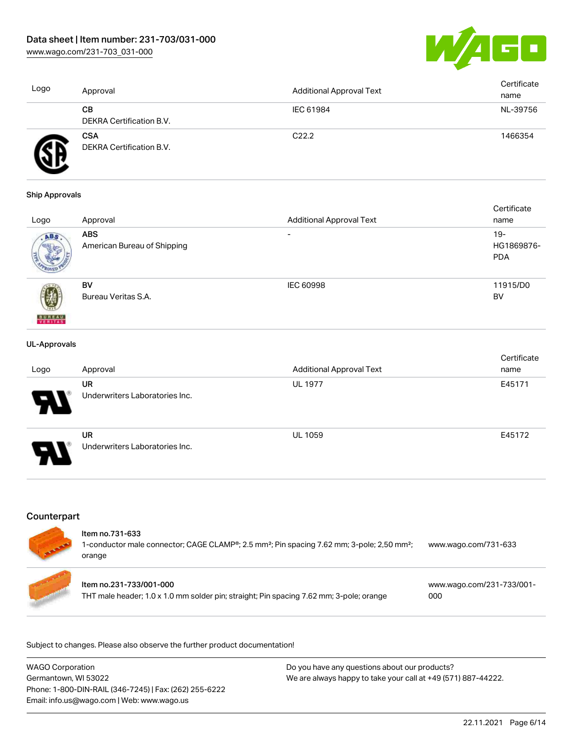| Logo | Approval | Additional Approval Text | Certificate name |
| --- | --- | --- | --- |
| | **CB**<br>DEKRA Certification B.V. | IEC 61984 | NL-39756 |
| | **CSA**<br>DEKRA Certification B.V. | C22.2 | 1466354 |

**Ship Approvals**

| Logo | Approval | Additional Approval Text | Certificate name |
| --- | --- | --- | --- |
| | **ABS**<br>American Bureau of Shipping | - | 19-HG1869876-PDA |
| | **BV**<br>Bureau Veritas S.A. | IEC 60998 | 11915/D0 BV |

**UL-Approvals**

| Logo | Approval | Additional Approval Text | Certificate name |
| --- | --- | --- | --- |
| | **UR**<br>Underwriters Laboratories Inc. | UL 1977 | E45171 |
| | **UR**<br>Underwriters Laboratories Inc. | UL 1059 | E45172 |

## Counterpart

| | | |
| --- | --- | --- |
| | Item no.731-633<br>1-conductor male connector; CAGE CLAMP®; 2.5 mm²; Pin spacing 7.62 mm; 3-pole; 2,50 mm²; orange | www.wago.com/731-633 |
| | Item no.231-733/001-000<br>THT male header; 1.0 x 1.0 mm solder pin; straight; Pin spacing 7.62 mm; 3-pole; orange | www.wago.com/231-733/001-000 |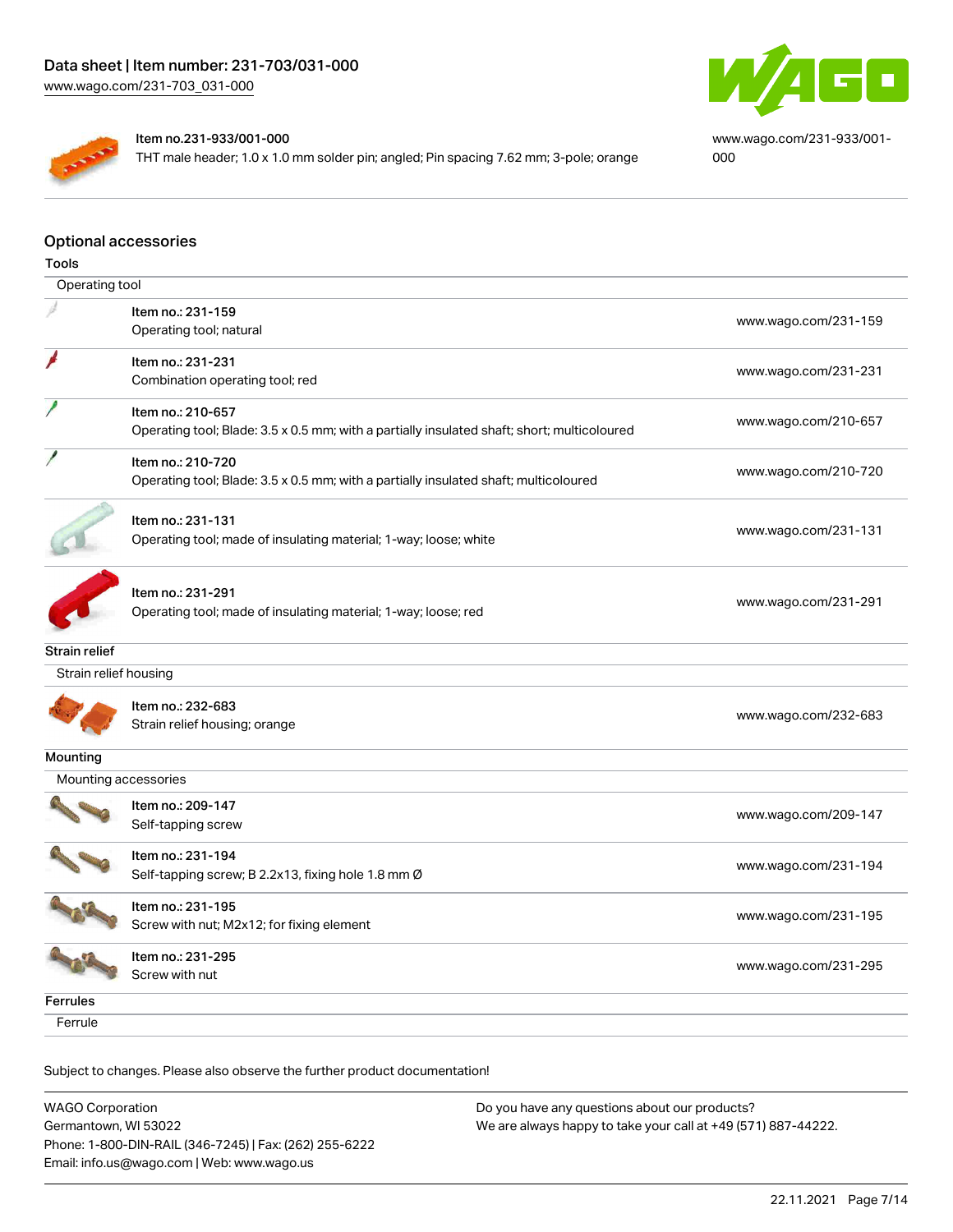| Item no.231-933/001-000<br>THT male header; 1.0 x 1.0 mm solder pin; angled; Pin spacing 7.62 mm; 3-pole; orange | www.wago.com/231-933/001-000 |
|---|---|

## Optional accessories

### Tools

Operating tool

| Item | Link |
|---|---|
| Item no.: 231-159<br>Operating tool; natural | www.wago.com/231-159 |
| Item no.: 231-231<br>Combination operating tool; red | www.wago.com/231-231 |
| Item no.: 210-657<br>Operating tool; Blade: 3.5 x 0.5 mm; with a partially insulated shaft; short; multicoloured | www.wago.com/210-657 |
| Item no.: 210-720<br>Operating tool; Blade: 3.5 x 0.5 mm; with a partially insulated shaft; multicoloured | www.wago.com/210-720 |
| Item no.: 231-131<br>Operating tool; made of insulating material; 1-way; loose; white | www.wago.com/231-131 |
| Item no.: 231-291<br>Operating tool; made of insulating material; 1-way; loose; red | www.wago.com/231-291 |

### Strain relief

Strain relief housing

| Item | Link |
|---|---|
| Item no.: 232-683<br>Strain relief housing; orange | www.wago.com/232-683 |

### Mounting

Mounting accessories

| Item | Link |
|---|---|
| Item no.: 209-147<br>Self-tapping screw | www.wago.com/209-147 |
| Item no.: 231-194<br>Self-tapping screw; B 2.2x13, fixing hole 1.8 mm Ø | www.wago.com/231-194 |
| Item no.: 231-195<br>Screw with nut; M2x12; for fixing element | www.wago.com/231-195 |
| Item no.: 231-295<br>Screw with nut | www.wago.com/231-295 |

### Ferrules

Ferrule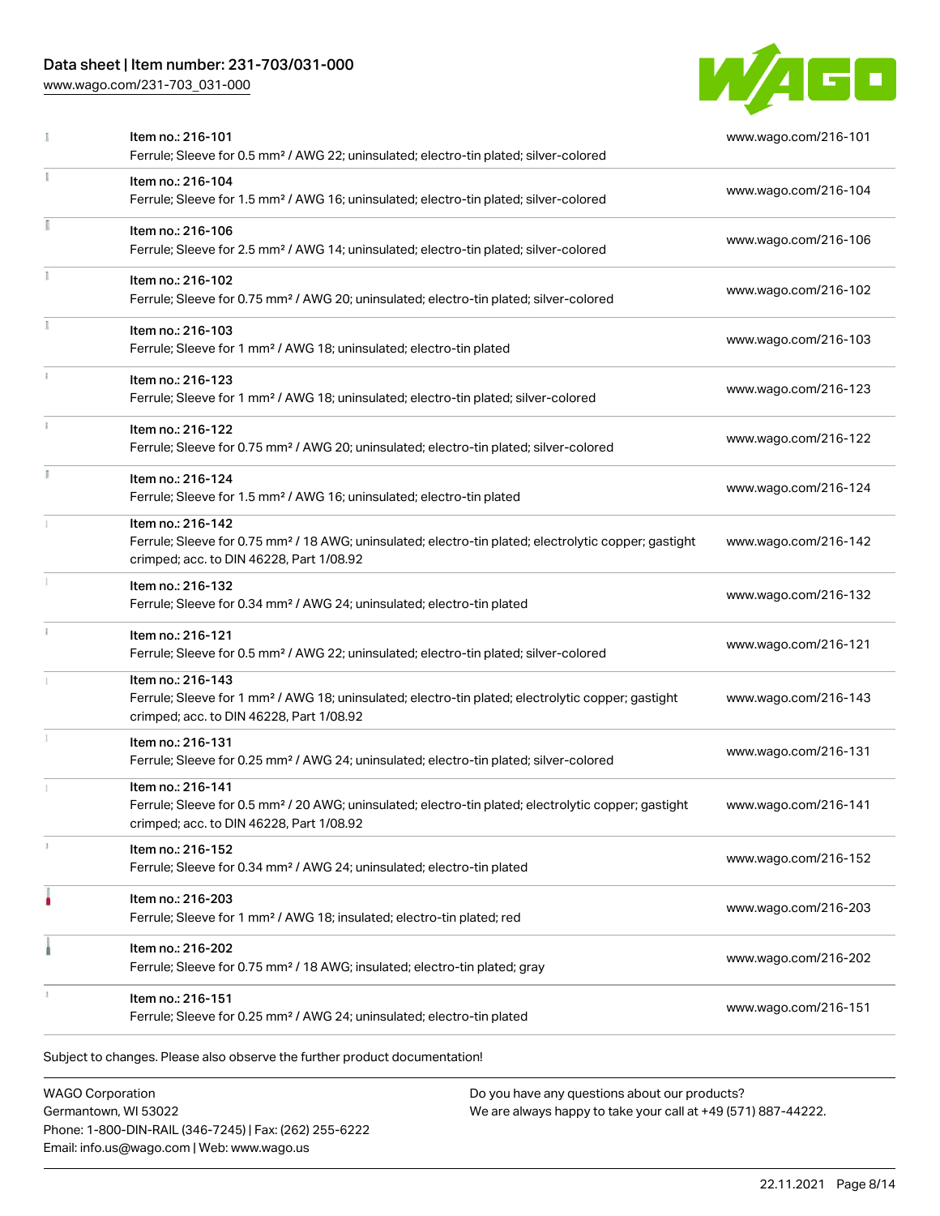| Item | Link |
| --- | --- |
| Item no.: 216-101<br>Ferrule; Sleeve for 0.5 mm² / AWG 22; uninsulated; electro-tin plated; silver-colored | www.wago.com/216-101 |
| Item no.: 216-104<br>Ferrule; Sleeve for 1.5 mm² / AWG 16; uninsulated; electro-tin plated; silver-colored | www.wago.com/216-104 |
| Item no.: 216-106<br>Ferrule; Sleeve for 2.5 mm² / AWG 14; uninsulated; electro-tin plated; silver-colored | www.wago.com/216-106 |
| Item no.: 216-102<br>Ferrule; Sleeve for 0.75 mm² / AWG 20; uninsulated; electro-tin plated; silver-colored | www.wago.com/216-102 |
| Item no.: 216-103<br>Ferrule; Sleeve for 1 mm² / AWG 18; uninsulated; electro-tin plated | www.wago.com/216-103 |
| Item no.: 216-123<br>Ferrule; Sleeve for 1 mm² / AWG 18; uninsulated; electro-tin plated; silver-colored | www.wago.com/216-123 |
| Item no.: 216-122<br>Ferrule; Sleeve for 0.75 mm² / AWG 20; uninsulated; electro-tin plated; silver-colored | www.wago.com/216-122 |
| Item no.: 216-124<br>Ferrule; Sleeve for 1.5 mm² / AWG 16; uninsulated; electro-tin plated | www.wago.com/216-124 |
| Item no.: 216-142<br>Ferrule; Sleeve for 0.75 mm² / 18 AWG; uninsulated; electro-tin plated; electrolytic copper; gastight crimped; acc. to DIN 46228, Part 1/08.92 | www.wago.com/216-142 |
| Item no.: 216-132<br>Ferrule; Sleeve for 0.34 mm² / AWG 24; uninsulated; electro-tin plated | www.wago.com/216-132 |
| Item no.: 216-121<br>Ferrule; Sleeve for 0.5 mm² / AWG 22; uninsulated; electro-tin plated; silver-colored | www.wago.com/216-121 |
| Item no.: 216-143<br>Ferrule; Sleeve for 1 mm² / AWG 18; uninsulated; electro-tin plated; electrolytic copper; gastight crimped; acc. to DIN 46228, Part 1/08.92 | www.wago.com/216-143 |
| Item no.: 216-131<br>Ferrule; Sleeve for 0.25 mm² / AWG 24; uninsulated; electro-tin plated; silver-colored | www.wago.com/216-131 |
| Item no.: 216-141<br>Ferrule; Sleeve for 0.5 mm² / 20 AWG; uninsulated; electro-tin plated; electrolytic copper; gastight crimped; acc. to DIN 46228, Part 1/08.92 | www.wago.com/216-141 |
| Item no.: 216-152<br>Ferrule; Sleeve for 0.34 mm² / AWG 24; uninsulated; electro-tin plated | www.wago.com/216-152 |
| Item no.: 216-203<br>Ferrule; Sleeve for 1 mm² / AWG 18; insulated; electro-tin plated; red | www.wago.com/216-203 |
| Item no.: 216-202<br>Ferrule; Sleeve for 0.75 mm² / 18 AWG; insulated; electro-tin plated; gray | www.wago.com/216-202 |
| Item no.: 216-151<br>Ferrule; Sleeve for 0.25 mm² / AWG 24; uninsulated; electro-tin plated | www.wago.com/216-151 |

Subject to changes. Please also observe the further product documentation!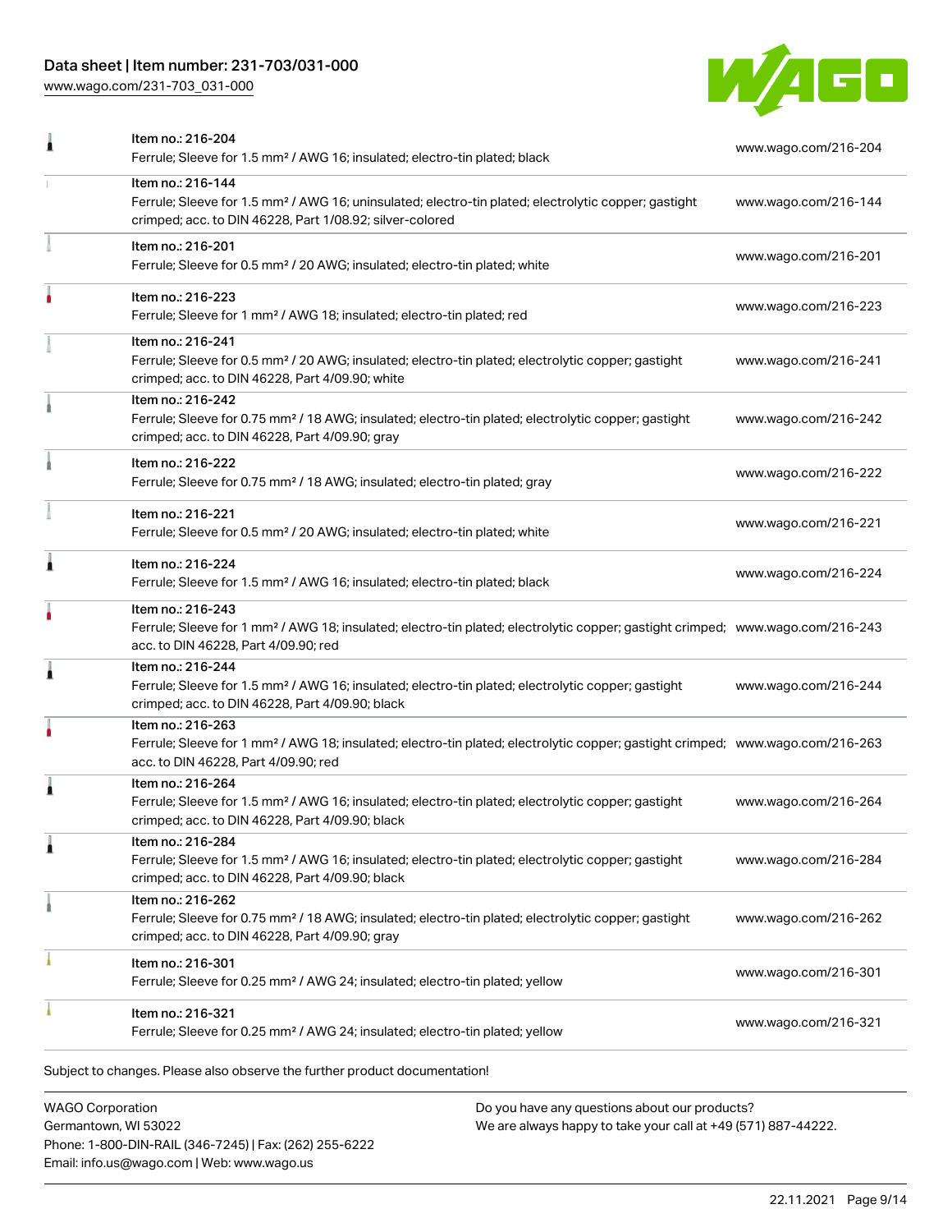| Item | Link |
| --- | --- |
| Item no.: 216-204<br>Ferrule; Sleeve for 1.5 mm² / AWG 16; insulated; electro-tin plated; black | www.wago.com/216-204 |
| Item no.: 216-144<br>Ferrule; Sleeve for 1.5 mm² / AWG 16; uninsulated; electro-tin plated; electrolytic copper; gastight crimped; acc. to DIN 46228, Part 1/08.92; silver-colored | www.wago.com/216-144 |
| Item no.: 216-201<br>Ferrule; Sleeve for 0.5 mm² / 20 AWG; insulated; electro-tin plated; white | www.wago.com/216-201 |
| Item no.: 216-223<br>Ferrule; Sleeve for 1 mm² / AWG 18; insulated; electro-tin plated; red | www.wago.com/216-223 |
| Item no.: 216-241<br>Ferrule; Sleeve for 0.5 mm² / 20 AWG; insulated; electro-tin plated; electrolytic copper; gastight crimped; acc. to DIN 46228, Part 4/09.90; white | www.wago.com/216-241 |
| Item no.: 216-242<br>Ferrule; Sleeve for 0.75 mm² / 18 AWG; insulated; electro-tin plated; electrolytic copper; gastight crimped; acc. to DIN 46228, Part 4/09.90; gray | www.wago.com/216-242 |
| Item no.: 216-222<br>Ferrule; Sleeve for 0.75 mm² / 18 AWG; insulated; electro-tin plated; gray | www.wago.com/216-222 |
| Item no.: 216-221<br>Ferrule; Sleeve for 0.5 mm² / 20 AWG; insulated; electro-tin plated; white | www.wago.com/216-221 |
| Item no.: 216-224<br>Ferrule; Sleeve for 1.5 mm² / AWG 16; insulated; electro-tin plated; black | www.wago.com/216-224 |
| Item no.: 216-243<br>Ferrule; Sleeve for 1 mm² / AWG 18; insulated; electro-tin plated; electrolytic copper; gastight crimped; acc. to DIN 46228, Part 4/09.90; red | www.wago.com/216-243 |
| Item no.: 216-244<br>Ferrule; Sleeve for 1.5 mm² / AWG 16; insulated; electro-tin plated; electrolytic copper; gastight crimped; acc. to DIN 46228, Part 4/09.90; black | www.wago.com/216-244 |
| Item no.: 216-263<br>Ferrule; Sleeve for 1 mm² / AWG 18; insulated; electro-tin plated; electrolytic copper; gastight crimped; acc. to DIN 46228, Part 4/09.90; red | www.wago.com/216-263 |
| Item no.: 216-264<br>Ferrule; Sleeve for 1.5 mm² / AWG 16; insulated; electro-tin plated; electrolytic copper; gastight crimped; acc. to DIN 46228, Part 4/09.90; black | www.wago.com/216-264 |
| Item no.: 216-284<br>Ferrule; Sleeve for 1.5 mm² / AWG 16; insulated; electro-tin plated; electrolytic copper; gastight crimped; acc. to DIN 46228, Part 4/09.90; black | www.wago.com/216-284 |
| Item no.: 216-262<br>Ferrule; Sleeve for 0.75 mm² / 18 AWG; insulated; electro-tin plated; electrolytic copper; gastight crimped; acc. to DIN 46228, Part 4/09.90; gray | www.wago.com/216-262 |
| Item no.: 216-301<br>Ferrule; Sleeve for 0.25 mm² / AWG 24; insulated; electro-tin plated; yellow | www.wago.com/216-301 |
| Item no.: 216-321<br>Ferrule; Sleeve for 0.25 mm² / AWG 24; insulated; electro-tin plated; yellow | www.wago.com/216-321 |

Subject to changes. Please also observe the further product documentation!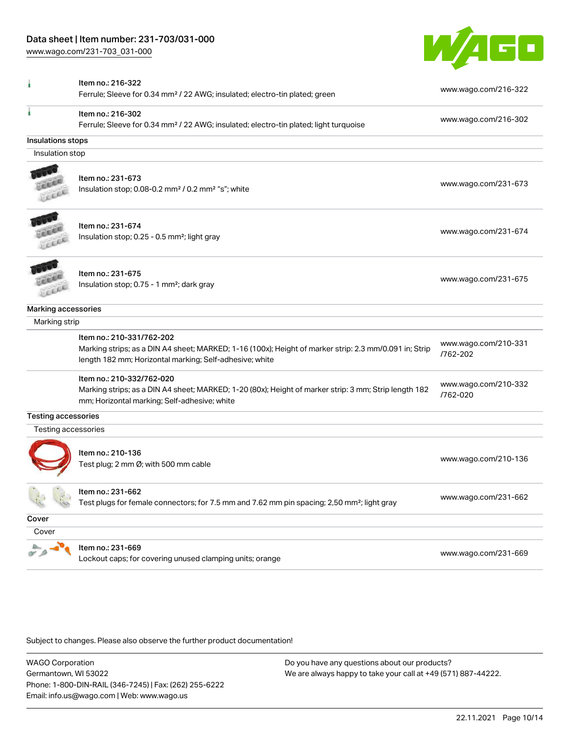| | | |
|---|---|---|
| | Item no.: 216-322<br>Ferrule; Sleeve for 0.34 mm² / 22 AWG; insulated; electro-tin plated; green | www.wago.com/216-322 |
| | Item no.: 216-302<br>Ferrule; Sleeve for 0.34 mm² / 22 AWG; insulated; electro-tin plated; light turquoise | www.wago.com/216-302 |

## Insulations stops

### Insulation stop

| | | |
|---|---|---|
| | Item no.: 231-673<br>Insulation stop; 0.08-0.2 mm² / 0.2 mm² "s"; white | www.wago.com/231-673 |
| | Item no.: 231-674<br>Insulation stop; 0.25 - 0.5 mm²; light gray | www.wago.com/231-674 |
| | Item no.: 231-675<br>Insulation stop; 0.75 - 1 mm²; dark gray | www.wago.com/231-675 |

## Marking accessories

### Marking strip

| | | |
|---|---|---|
| | Item no.: 210-331/762-202<br>Marking strips; as a DIN A4 sheet; MARKED; 1-16 (100x); Height of marker strip: 2.3 mm/0.091 in; Strip length 182 mm; Horizontal marking; Self-adhesive; white | www.wago.com/210-331/762-202 |
| | Item no.: 210-332/762-020<br>Marking strips; as a DIN A4 sheet; MARKED; 1-20 (80x); Height of marker strip: 3 mm; Strip length 182 mm; Horizontal marking; Self-adhesive; white | www.wago.com/210-332/762-020 |

## Testing accessories

### Testing accessories

| | | |
|---|---|---|
| | Item no.: 210-136<br>Test plug; 2 mm Ø; with 500 mm cable | www.wago.com/210-136 |
| | Item no.: 231-662<br>Test plugs for female connectors; for 7.5 mm and 7.62 mm pin spacing; 2,50 mm²; light gray | www.wago.com/231-662 |

## Cover

### Cover

| | | |
|---|---|---|
| | Item no.: 231-669<br>Lockout caps; for covering unused clamping units; orange | www.wago.com/231-669 |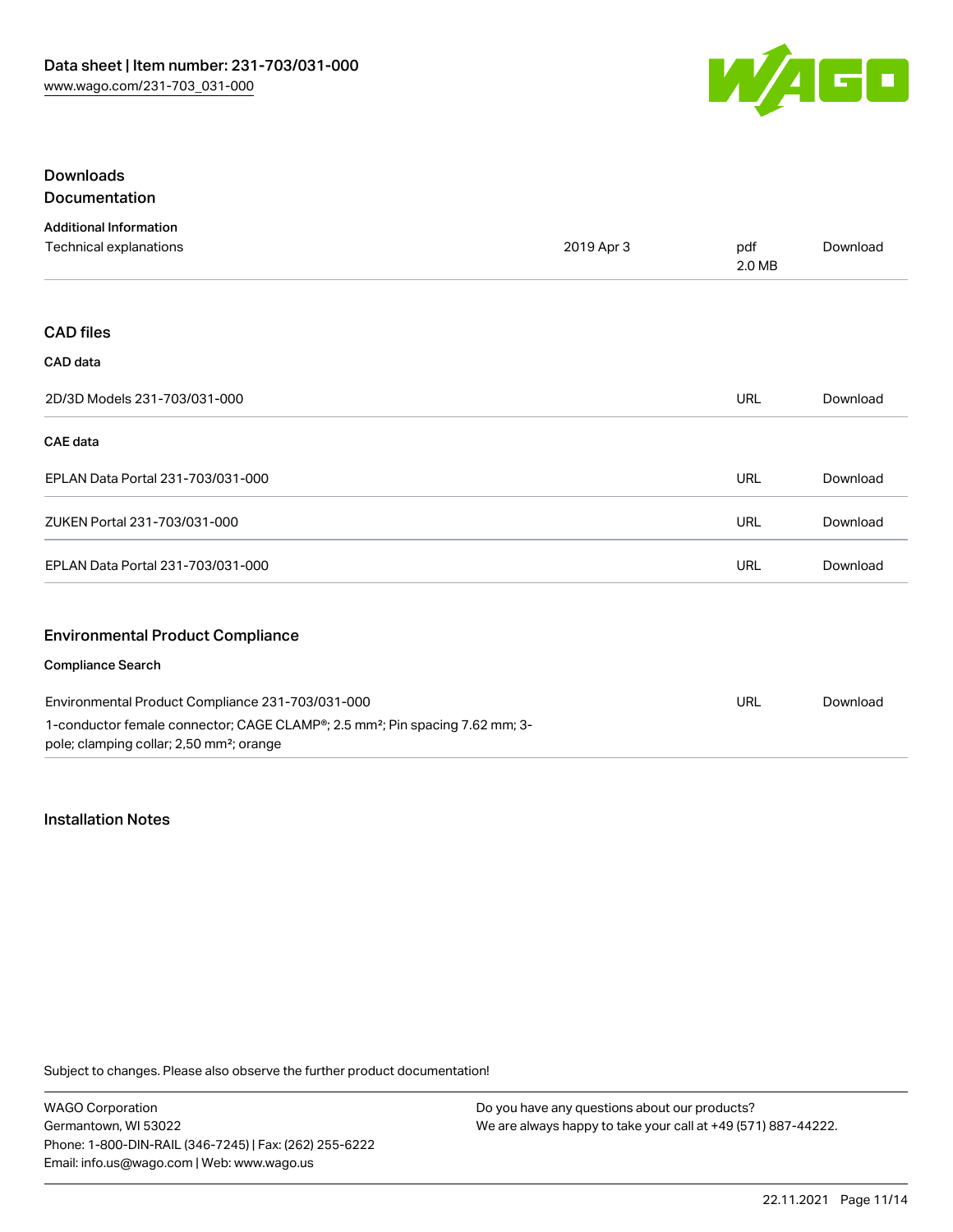## Downloads

### Documentation

**Additional Information**

| | | | |
|---|---|---|---|
| Technical explanations | 2019 Apr 3 | pdf 2.0 MB | Download |

## CAD files

**CAD data**

| | | |
|---|---|---|
| 2D/3D Models 231-703/031-000 | URL | Download |

**CAE data**

| | | |
|---|---|---|
| EPLAN Data Portal 231-703/031-000 | URL | Download |
| ZUKEN Portal 231-703/031-000 | URL | Download |
| EPLAN Data Portal 231-703/031-000 | URL | Download |

## Environmental Product Compliance

**Compliance Search**

| | | |
|---|---|---|
| Environmental Product Compliance 231-703/031-000<br>1-conductor female connector; CAGE CLAMP®; 2.5 mm²; Pin spacing 7.62 mm; 3-pole; clamping collar; 2,50 mm²; orange | URL | Download |

## Installation Notes

Subject to changes. Please also observe the further product documentation!

WAGO Corporation
Germantown, WI 53022
Phone: 1-800-DIN-RAIL (346-7245) | Fax: (262) 255-6222
Email: info.us@wago.com | Web: www.wago.us

Do you have any questions about our products?
We are always happy to take your call at +49 (571) 887-44222.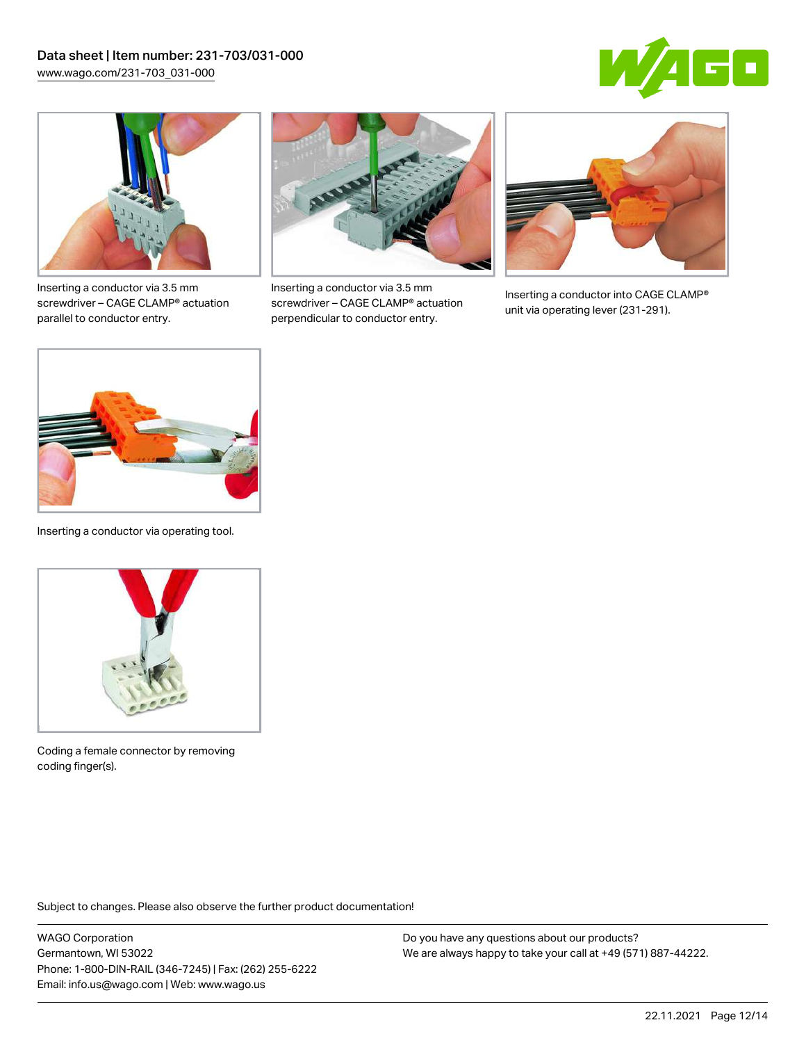Inserting a conductor via 3.5 mm screwdriver – CAGE CLAMP® actuation parallel to conductor entry.

Inserting a conductor via 3.5 mm screwdriver – CAGE CLAMP® actuation perpendicular to conductor entry.

Inserting a conductor into CAGE CLAMP® unit via operating lever (231-291).

Inserting a conductor via operating tool.

Coding a female connector by removing coding finger(s).

Subject to changes. Please also observe the further product documentation!

WAGO Corporation
Germantown, WI 53022
Phone: 1-800-DIN-RAIL (346-7245) | Fax: (262) 255-6222
Email: info.us@wago.com | Web: www.wago.us

Do you have any questions about our products?
We are always happy to take your call at +49 (571) 887-44222.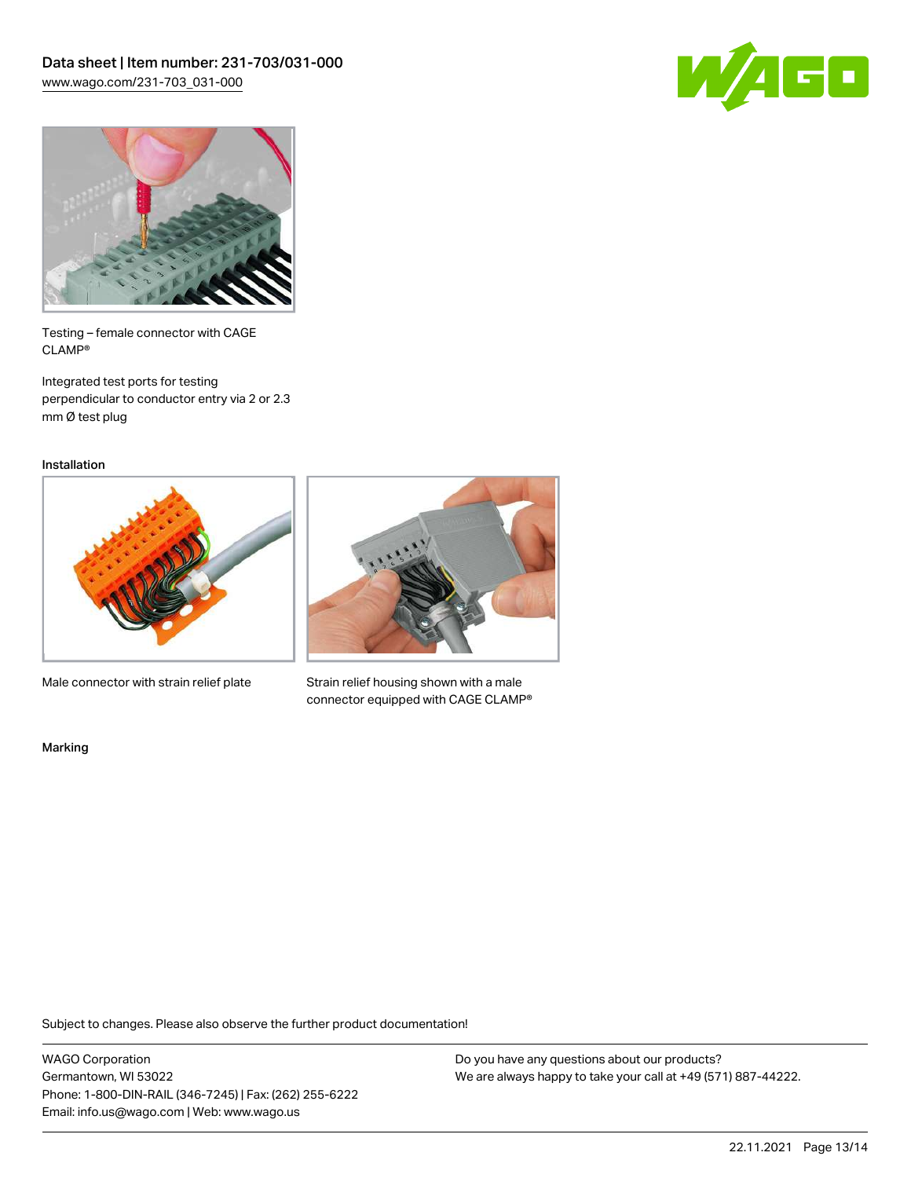Testing – female connector with CAGE CLAMP®

Integrated test ports for testing perpendicular to conductor entry via 2 or 2.3 mm Ø test plug

Installation

Male connector with strain relief plate

Strain relief housing shown with a male connector equipped with CAGE CLAMP®

Marking

Subject to changes. Please also observe the further product documentation!

WAGO Corporation
Germantown, WI 53022
Phone: 1-800-DIN-RAIL (346-7245) | Fax: (262) 255-6222
Email: info.us@wago.com | Web: www.wago.us

Do you have any questions about our products?
We are always happy to take your call at +49 (571) 887-44222.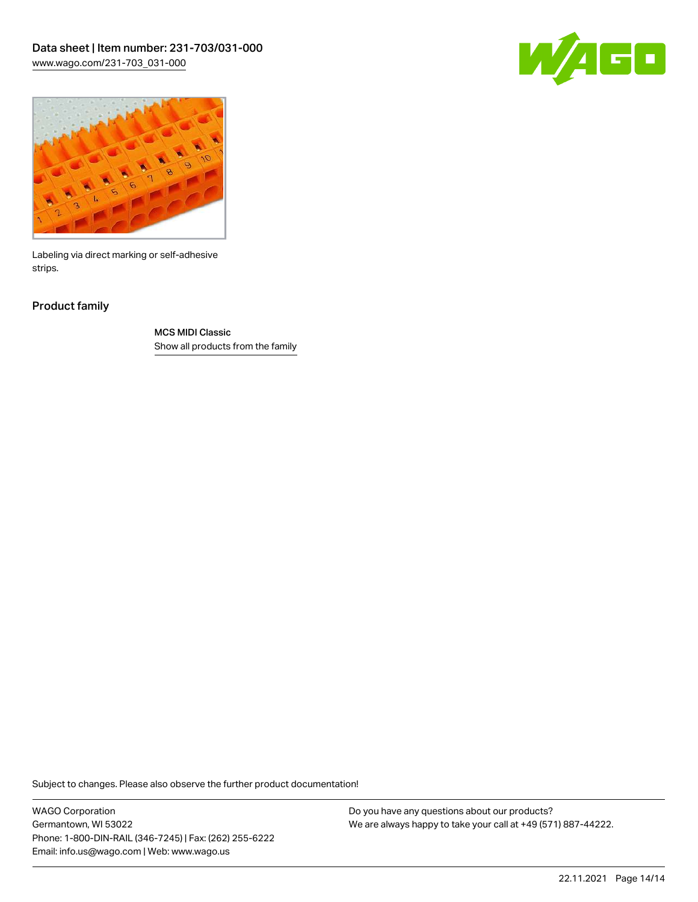Labeling via direct marking or self-adhesive strips.

## Product family

**MCS MIDI Classic**
Show all products from the family

Subject to changes. Please also observe the further product documentation!

WAGO Corporation
Germantown, WI 53022
Phone: 1-800-DIN-RAIL (346-7245) | Fax: (262) 255-6222
Email: info.us@wago.com | Web: www.wago.us

Do you have any questions about our products?
We are always happy to take your call at +49 (571) 887-44222.